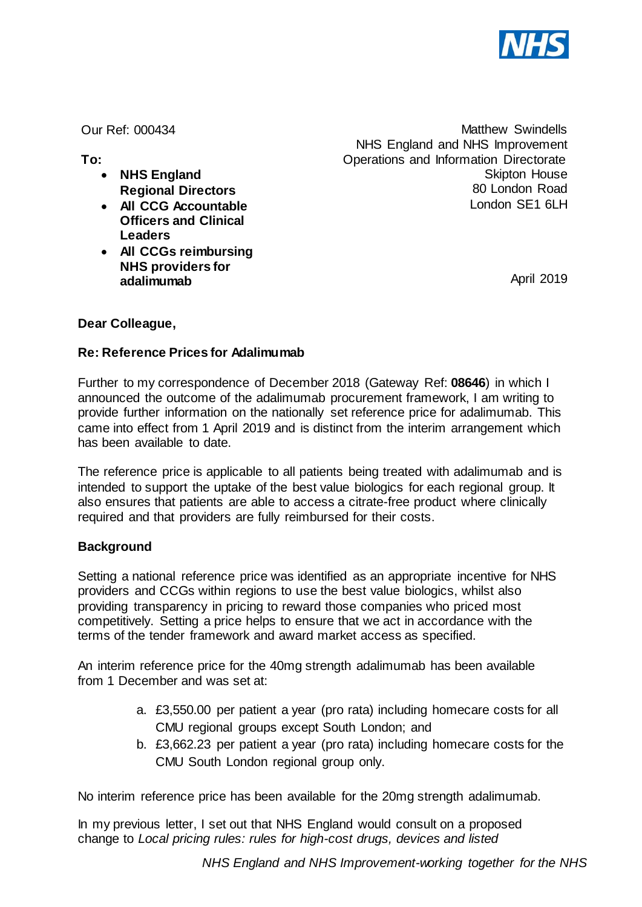Our Ref: 000434

Matthew Swindells
NHS England and NHS Improvement
Operations and Information Directorate
Skipton House
80 London Road
London SE1 6LH

**To:**

- **NHS England Regional Directors**
- **All CCG Accountable Officers and Clinical Leaders**
- **All CCGs reimbursing NHS providers for adalimumab**

April 2019

**Dear Colleague,**

**Re: Reference Prices for Adalimumab**

Further to my correspondence of December 2018 (Gateway Ref: **08646**) in which I announced the outcome of the adalimumab procurement framework, I am writing to provide further information on the nationally set reference price for adalimumab. This came into effect from 1 April 2019 and is distinct from the interim arrangement which has been available to date.

The reference price is applicable to all patients being treated with adalimumab and is intended to support the uptake of the best value biologics for each regional group. It also ensures that patients are able to access a citrate-free product where clinically required and that providers are fully reimbursed for their costs.

**Background**

Setting a national reference price was identified as an appropriate incentive for NHS providers and CCGs within regions to use the best value biologics, whilst also providing transparency in pricing to reward those companies who priced most competitively. Setting a price helps to ensure that we act in accordance with the terms of the tender framework and award market access as specified.

An interim reference price for the 40mg strength adalimumab has been available from 1 December and was set at:

a. £3,550.00 per patient a year (pro rata) including homecare costs for all CMU regional groups except South London; and
b. £3,662.23 per patient a year (pro rata) including homecare costs for the CMU South London regional group only.

No interim reference price has been available for the 20mg strength adalimumab.

In my previous letter, I set out that NHS England would consult on a proposed change to *Local pricing rules: rules for high-cost drugs, devices and listed*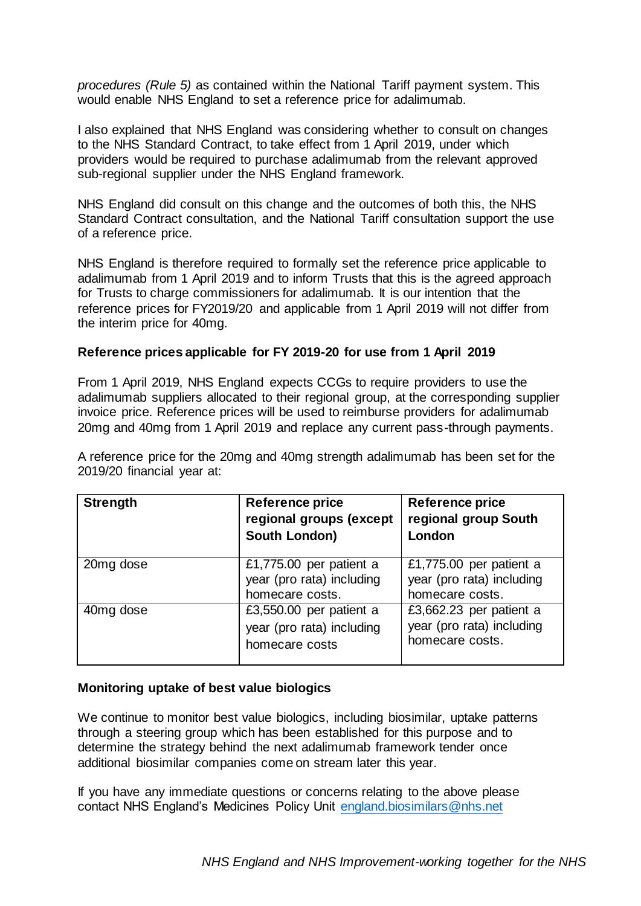*procedures (Rule 5)* as contained within the National Tariff payment system. This would enable NHS England to set a reference price for adalimumab.

I also explained that NHS England was considering whether to consult on changes to the NHS Standard Contract, to take effect from 1 April 2019, under which providers would be required to purchase adalimumab from the relevant approved sub-regional supplier under the NHS England framework.

NHS England did consult on this change and the outcomes of both this, the NHS Standard Contract consultation, and the National Tariff consultation support the use of a reference price.

NHS England is therefore required to formally set the reference price applicable to adalimumab from 1 April 2019 and to inform Trusts that this is the agreed approach for Trusts to charge commissioners for adalimumab. It is our intention that the reference prices for FY2019/20 and applicable from 1 April 2019 will not differ from the interim price for 40mg.

**Reference prices applicable for FY 2019-20 for use from 1 April 2019**

From 1 April 2019, NHS England expects CCGs to require providers to use the adalimumab suppliers allocated to their regional group, at the corresponding supplier invoice price. Reference prices will be used to reimburse providers for adalimumab 20mg and 40mg from 1 April 2019 and replace any current pass-through payments.

A reference price for the 20mg and 40mg strength adalimumab has been set for the 2019/20 financial year at:

| Strength | Reference price regional groups (except South London) | Reference price regional group South London |
|---|---|---|
| 20mg dose | £1,775.00 per patient a year (pro rata) including homecare costs. | £1,775.00 per patient a year (pro rata) including homecare costs. |
| 40mg dose | £3,550.00 per patient a year (pro rata) including homecare costs | £3,662.23 per patient a year (pro rata) including homecare costs. |

**Monitoring uptake of best value biologics**

We continue to monitor best value biologics, including biosimilar, uptake patterns through a steering group which has been established for this purpose and to determine the strategy behind the next adalimumab framework tender once additional biosimilar companies come on stream later this year.

If you have any immediate questions or concerns relating to the above please contact NHS England's Medicines Policy Unit england.biosimilars@nhs.net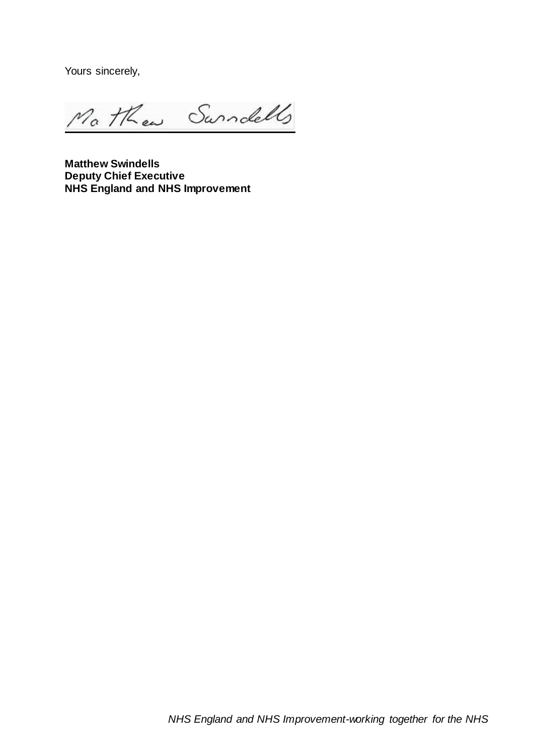Yours sincerely,

**Matthew Swindells**
**Deputy Chief Executive**
**NHS England and NHS Improvement**